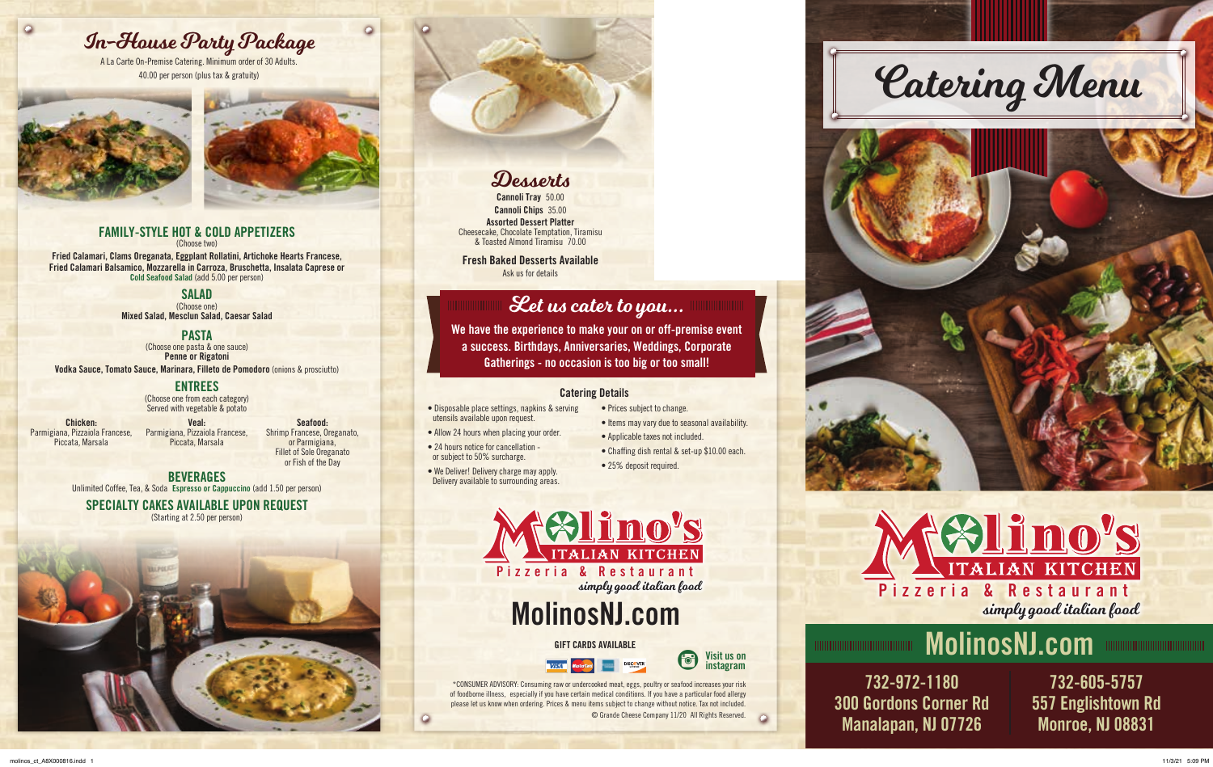# In-House Party Package

A La Carte On-Premise Catering. Minimum order of 30 Adults.

40.00 per person (plus tax & gratuity)

## FAMILY-STYLE HOT & COLD APPETIZERS

(Choose two)

**Fried Calamari, Clams Oreganata, Eggplant Rollatini, Artichoke Hearts Francese, Fried Calamari Balsamico, Mozzarella in Carroza, Bruschetta, Insalata Caprese or Cold Seafood Salad** (add 5.00 per person)

## SALAD

(Choose one)

**Mixed Salad, Mesclun Salad, Caesar Salad**

## PASTA

(Choose one pasta & one sauce)

**Penne or Rigatoni**

**Vodka Sauce, Tomato Sauce, Marinara, Filleto de Pomodoro** (onions & prosciutto)

## ENTREES

(Choose one from each category)
Served with vegetable & potato

**Chicken:**
Parmigiana, Pizzaiola Francese, Piccata, Marsala

**Veal:**
Parmigiana, Pizzaiola Francese, Piccata, Marsala

**Seafood:**
Shrimp Francese, Oreganato, or Parmigiana, Fillet of Sole Oreganato or Fish of the Day

## BEVERAGES

Unlimited Coffee, Tea, & Soda **Espresso or Cappuccino** (add 1.50 per person)

## SPECIALTY CAKES AVAILABLE UPON REQUEST

(Starting at 2.50 per person)

# Desserts

**Cannoli Tray** 50.00

**Cannoli Chips** 35.00

**Assorted Dessert Platter**
Cheesecake, Chocolate Temptation, Tiramisu & Toasted Almond Tiramisu 70.00

**Fresh Baked Desserts Available**
Ask us for details

# Let us cater to you...

**We have the experience to make your on or off-premise event a success. Birthdays, Anniversaries, Weddings, Corporate Gatherings - no occasion is too big or too small!**

## Catering Details

- Disposable place settings, napkins & serving utensils available upon request.
- Allow 24 hours when placing your order.
- 24 hours notice for cancellation - or subject to 50% surcharge.
- We Deliver! Delivery charge may apply. Delivery available to surrounding areas.
- Prices subject to change.
- Items may vary due to seasonal availability.
- Applicable taxes not included.
- Chaffing dish rental & set-up $10.00 each.
- 25% deposit required.

Molino's Italian Kitchen
Pizzeria & Restaurant
*simply good italian food*

# MolinosNJ.com

GIFT CARDS AVAILABLE

Visit us on instagram

*CONSUMER ADVISORY: Consuming raw or undercooked meat, eggs, poultry or seafood increases your risk of foodborne illness, especially if you have certain medical conditions. If you have a particular food allergy please let us know when ordering. Prices & menu items subject to change without notice. Tax not included.

© Grande Cheese Company 11/20 All Rights Reserved.

# Catering Menu

Molino's Italian Kitchen
Pizzeria & Restaurant
*simply good italian food*

# MolinosNJ.com

732-972-1180
300 Gordons Corner Rd
Manalapan, NJ 07726

732-605-5757
557 Englishtown Rd
Monroe, NJ 08831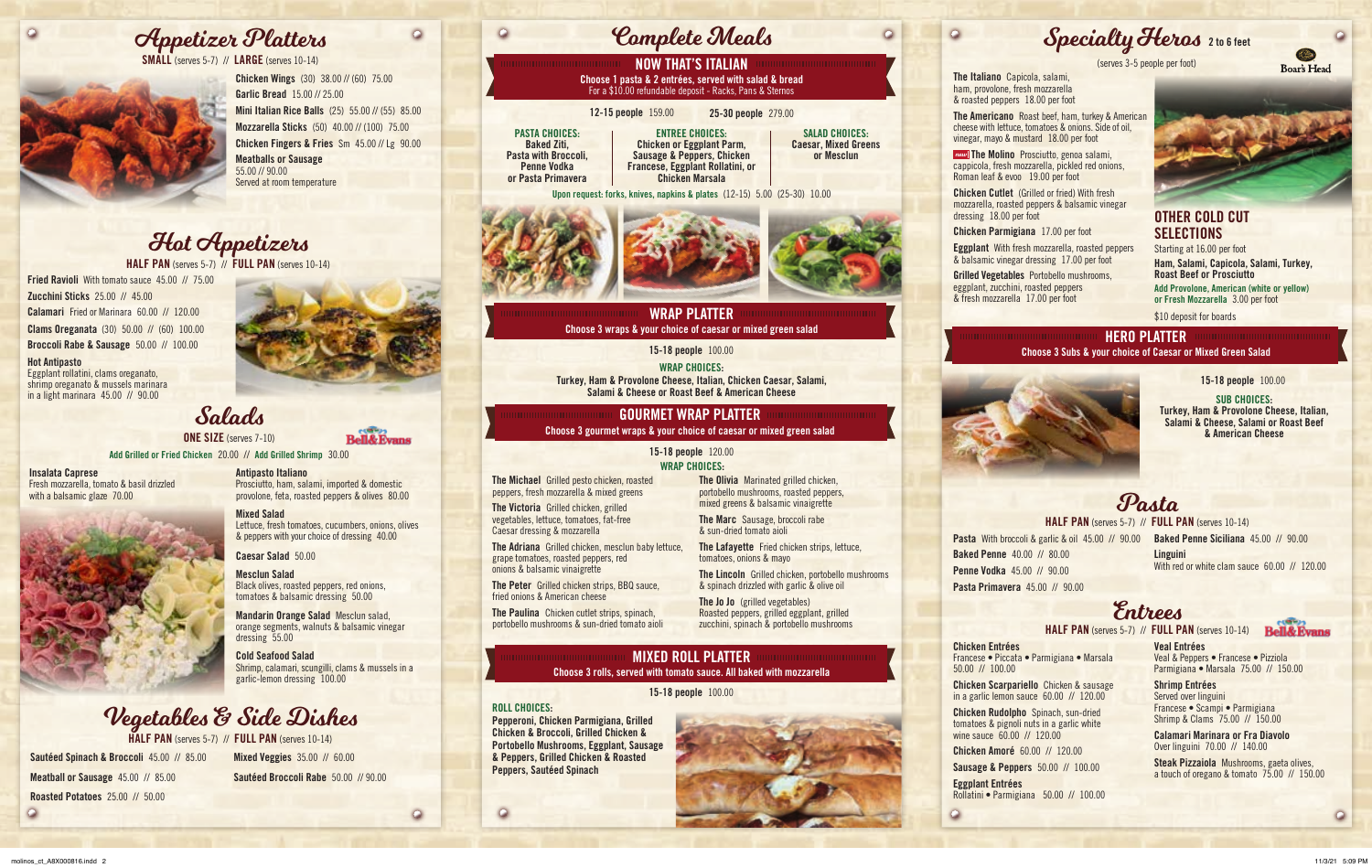# Appetizer Platters

**SMALL** (serves 5-7) // **LARGE** (serves 10-14)

**Chicken Wings** (30) 38.00 // (60) 75.00

**Garlic Bread** 15.00 // 25.00

**Mini Italian Rice Balls** (25) 55.00 // (55) 85.00

**Mozzarella Sticks** (50) 40.00 // (100) 75.00

**Chicken Fingers & Fries** Sm 45.00 // Lg 90.00

**Meatballs or Sausage**
55.00 // 90.00
Served at room temperature

# Hot Appetizers

**HALF PAN** (serves 5-7) // **FULL PAN** (serves 10-14)

**Fried Ravioli** With tomato sauce 45.00 // 75.00

**Zucchini Sticks** 25.00 // 45.00

**Calamari** Fried or Marinara 60.00 // 120.00

**Clams Oreganata** (30) 50.00 // (60) 100.00

**Broccoli Rabe & Sausage** 50.00 // 100.00

**Hot Antipasto**
Eggplant rollatini, clams oreganato, shrimp oreganato & mussels marinara in a light marinara 45.00 // 90.00

# Salads

**ONE SIZE** (serves 7-10)

Bell&Evans

Add Grilled or Fried Chicken 20.00 // Add Grilled Shrimp 30.00

**Insalata Caprese**
Fresh mozzarella, tomato & basil drizzled with a balsamic glaze 70.00

**Antipasto Italiano**
Prosciutto, ham, salami, imported & domestic provolone, feta, roasted peppers & olives 80.00

**Mixed Salad**
Lettuce, fresh tomatoes, cucumbers, onions, olives & peppers with your choice of dressing 40.00

**Caesar Salad** 50.00

**Mesclun Salad**
Black olives, roasted peppers, red onions, tomatoes & balsamic dressing 50.00

**Mandarin Orange Salad** Mesclun salad, orange segments, walnuts & balsamic vinegar dressing 55.00

**Cold Seafood Salad**
Shrimp, calamari, scungilli, clams & mussels in a garlic-lemon dressing 100.00

# Vegetables & Side Dishes

**HALF PAN** (serves 5-7) // **FULL PAN** (serves 10-14)

**Sautéed Spinach & Broccoli** 45.00 // 85.00

**Meatball or Sausage** 45.00 // 85.00

**Roasted Potatoes** 25.00 // 50.00

**Mixed Veggies** 35.00 // 60.00

**Sautéed Broccoli Rabe** 50.00 // 90.00

# Complete Meals

## NOW THAT'S ITALIAN

**Choose 1 pasta & 2 entrées, served with salad & bread**
For a $10.00 refundable deposit - Racks, Pans & Sternos

**12-15 people** 159.00 **25-30 people** 279.00

**PASTA CHOICES:**
Baked Ziti, Pasta with Broccoli, Penne Vodka or Pasta Primavera

**ENTREE CHOICES:**
Chicken or Eggplant Parm, Sausage & Peppers, Chicken Francese, Eggplant Rollatini, or Chicken Marsala

**SALAD CHOICES:**
Caesar, Mixed Greens or Mesclun

Upon request: forks, knives, napkins & plates (12-15) 5.00 (25-30) 10.00

## WRAP PLATTER

**Choose 3 wraps & your choice of caesar or mixed green salad**

**15-18 people** 100.00

**WRAP CHOICES:**
Turkey, Ham & Provolone Cheese, Italian, Chicken Caesar, Salami, Salami & Cheese or Roast Beef & American Cheese

## GOURMET WRAP PLATTER

**Choose 3 gourmet wraps & your choice of caesar or mixed green salad**

**15-18 people** 120.00

**WRAP CHOICES:**

**The Michael** Grilled pesto chicken, roasted peppers, fresh mozzarella & mixed greens

**The Victoria** Grilled chicken, grilled vegetables, lettuce, tomatoes, fat-free Caesar dressing & mozzarella

**The Adriana** Grilled chicken, mesclun baby lettuce, grape tomatoes, roasted peppers, red onions & balsamic vinaigrette

**The Peter** Grilled chicken strips, BBQ sauce, fried onions & American cheese

**The Paulina** Chicken cutlet strips, spinach, portobello mushrooms & sun-dried tomato aioli

**The Olivia** Marinated grilled chicken, portobello mushrooms, roasted peppers, mixed greens & balsamic vinaigrette

**The Marc** Sausage, broccoli rabe & sun-dried tomato aioli

**The Lafayette** Fried chicken strips, lettuce, tomatoes, onions & mayo

**The Lincoln** Grilled chicken, portobello mushrooms & spinach drizzled with garlic & olive oil

**The Jo Jo** (grilled vegetables)
Roasted peppers, grilled eggplant, grilled zucchini, spinach & portobello mushrooms

## MIXED ROLL PLATTER

**Choose 3 rolls, served with tomato sauce. All baked with mozzarella**

**15-18 people** 100.00

**ROLL CHOICES:**
Pepperoni, Chicken Parmigiana, Grilled Chicken & Broccoli, Grilled Chicken & Portobello Mushrooms, Eggplant, Sausage & Peppers, Grilled Chicken & Roasted Peppers, Sautéed Spinach

# Specialty Heros 2 to 6 feet

(serves 3-5 people per foot)

Boar's Head

**The Italiano** Capicola, salami, ham, provolone, fresh mozzarella & roasted peppers 18.00 per foot

**The Americano** Roast beef, ham, turkey & American cheese with lettuce, tomatoes & onions. Side of oil, vinegar, mayo & mustard 18.00 per foot

NEW! **The Molino** Prosciutto, genoa salami, cappicola, fresh mozzarella, pickled red onions, Roman leaf & evoo 19.00 per foot

**Chicken Cutlet** (Grilled or fried) With fresh mozzarella, roasted peppers & balsamic vinegar dressing 18.00 per foot

**Chicken Parmigiana** 17.00 per foot

**Eggplant** With fresh mozzarella, roasted peppers & balsamic vinegar dressing 17.00 per foot

**Grilled Vegetables** Portobello mushrooms, eggplant, zucchini, roasted peppers & fresh mozzarella 17.00 per foot

## OTHER COLD CUT SELECTIONS

Starting at 16.00 per foot

**Ham, Salami, Capicola, Salami, Turkey, Roast Beef or Prosciutto**

Add Provolone, American (white or yellow) or Fresh Mozzarella 3.00 per foot

$10 deposit for boards

## HERO PLATTER

**Choose 3 Subs & your choice of Caesar or Mixed Green Salad**

**15-18 people** 100.00

**SUB CHOICES:**
Turkey, Ham & Provolone Cheese, Italian, Salami & Cheese, Salami or Roast Beef & American Cheese

# Pasta

**HALF PAN** (serves 5-7) // **FULL PAN** (serves 10-14)

**Pasta** With broccoli & garlic & oil 45.00 // 90.00

**Baked Penne** 40.00 // 80.00

**Penne Vodka** 45.00 // 90.00

**Pasta Primavera** 45.00 // 90.00

**Baked Penne Siciliana** 45.00 // 90.00

**Linguini**
With red or white clam sauce 60.00 // 120.00

# Entrees

**HALF PAN** (serves 5-7) // **FULL PAN** (serves 10-14)

Bell&Evans

**Chicken Entrées**
Francese • Piccata • Parmigiana • Marsala
50.00 // 100.00

**Chicken Scarpariello** Chicken & sausage in a garlic lemon sauce 60.00 // 120.00

**Chicken Rudolpho** Spinach, sun-dried tomatoes & pignoli nuts in a garlic white wine sauce 60.00 // 120.00

**Chicken Amoré** 60.00 // 120.00

**Sausage & Peppers** 50.00 // 100.00

**Eggplant Entrées**
Rollatini • Parmigiana 50.00 // 100.00

**Veal Entrées**
Veal & Peppers • Francese • Pizziola
Parmigiana • Marsala 75.00 // 150.00

**Shrimp Entrées**
Served over linguini
Francese • Scampi • Parmigiana
Shrimp & Clams 75.00 // 150.00

**Calamari Marinara or Fra Diavolo**
Over linguini 70.00 // 140.00

**Steak Pizzaiola** Mushrooms, gaeta olives, a touch of oregano & tomato 75.00 // 150.00